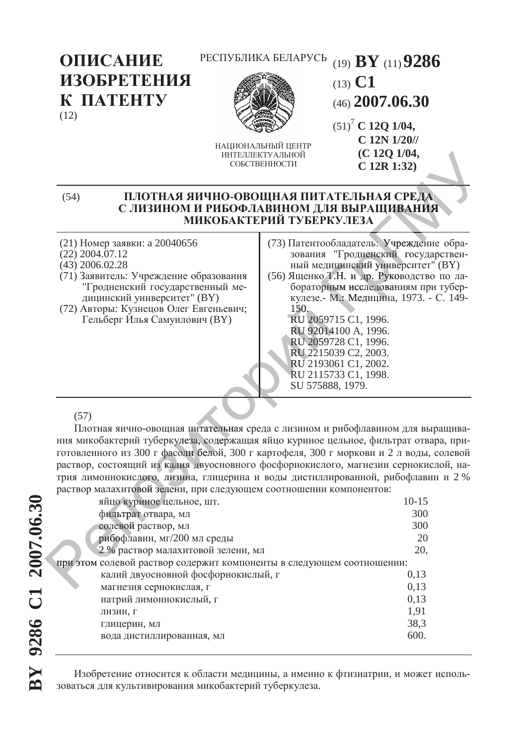# ОПИСАНИЕ ИЗОБРЕТЕНИЯ К ПАТЕНТУ

(12)

РЕСПУБЛИКА БЕЛАРУСЬ

НАЦИОНАЛЬНЫЙ ЦЕНТР ИНТЕЛЛЕКТУАЛЬНОЙ СОБСТВЕННОСТИ

(19) **BY** (11) **9286**

(13) **C1**

(46) **2007.06.30**

(51)[7] **C 12Q 1/04, C 12N 1/20// (C 12Q 1/04, C 12R 1:32)**

## (54) ПЛОТНАЯ ЯИЧНО-ОВОЩНАЯ ПИТАТЕЛЬНАЯ СРЕДА С ЛИЗИНОМ И РИБОФЛАВИНОМ ДЛЯ ВЫРАЩИВАНИЯ МИКОБАКТЕРИЙ ТУБЕРКУЛЕЗА

(21) Номер заявки: a 20040656

(22) 2004.07.12

(43) 2006.02.28

(71) Заявитель: Учреждение образования "Гродненский государственный медицинский университет" (BY)

(72) Авторы: Кузнецов Олег Евгеньевич; Гельберг Илья Самуилович (BY)

(73) Патентообладатель: Учреждение образования "Гродненский государственный медицинский университет" (BY)

(56) Ященко Т.Н. и др. Руководство по лабораторным исследованиям при туберкулезе.- М.: Медицина, 1973. - С. 149-150.
RU 2059715 C1, 1996.
RU 92014100 A, 1996.
RU 2059728 C1, 1996.
RU 2215039 C2, 2003.
RU 2193061 C1, 2002.
RU 2115733 C1, 1998.
SU 575888, 1979.

(57)

Плотная яично-овощная питательная среда с лизином и рибофлавином для выращивания микобактерий туберкулеза, содержащая яйцо куриное цельное, фильтрат отвара, приготовленного из 300 г фасоли белой, 300 г картофеля, 300 г моркови и 2 л воды, солевой раствор, состоящий из калия двуосновного фосфорнокислого, магнезии сернокислой, натрия лимоннокислого, лизина, глицерина и воды дистиллированной, рибофлавин и 2 % раствор малахитовой зелени, при следующем соотношении компонентов:

| | |
|---|---|
| яйцо куриное цельное, шт. | 10-15 |
| фильтрат отвара, мл | 300 |
| солевой раствор, мл | 300 |
| рибофлавин, мг/200 мл среды | 20 |
| 2 % раствор малахитовой зелени, мл | 20, |

при этом солевой раствор содержит компоненты в следующем соотношении:

| | |
|---|---|
| калий двуосновной фосфорнокислый, г | 0,13 |
| магнезия сернокислая, г | 0,13 |
| натрий лимоннокислый, г | 0,13 |
| лизин, г | 1,91 |
| глицерин, мл | 38,3 |
| вода дистиллированная, мл | 600. |

Изобретение относится к области медицины, а именно к фтизиатрии, и может использоваться для культивирования микобактерий туберкулеза.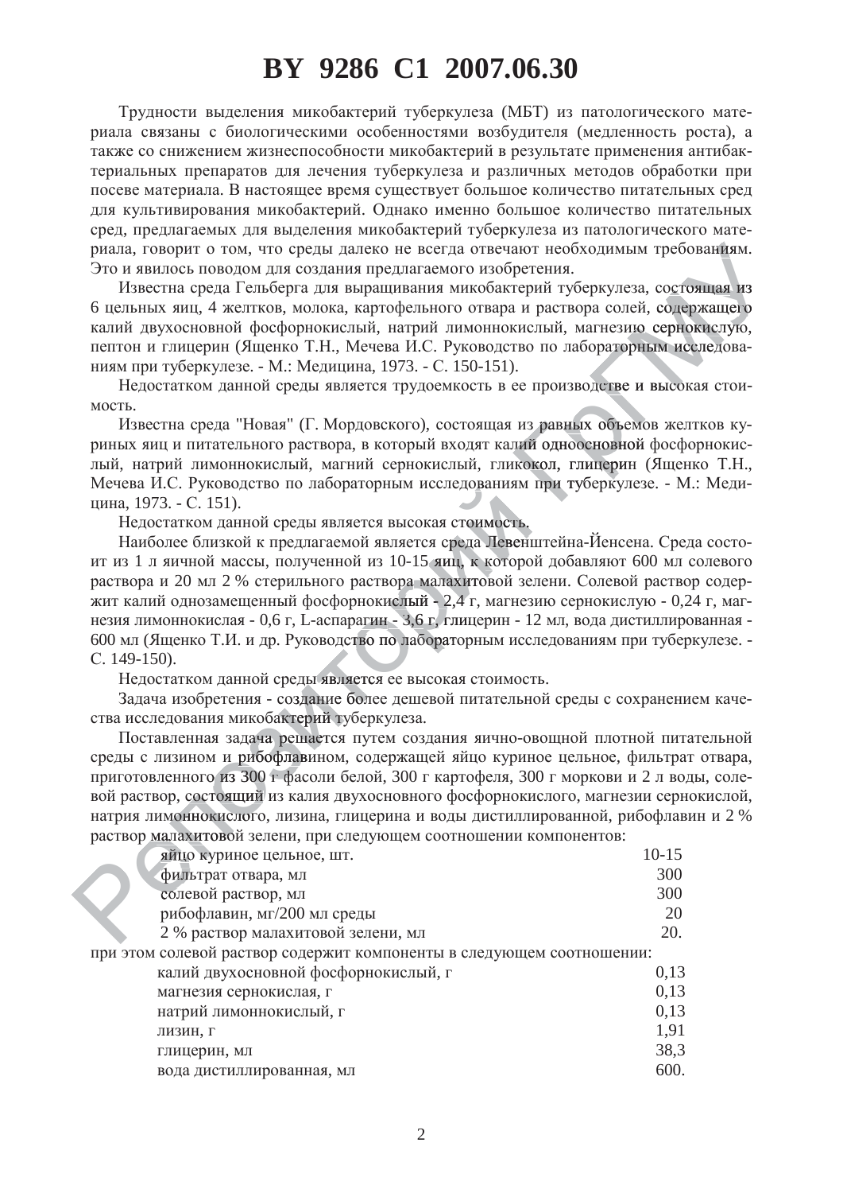Трудности выделения микобактерий туберкулеза (МБТ) из патологического материала связаны с биологическими особенностями возбудителя (медленность роста), а также со снижением жизнеспособности микобактерий в результате применения антибактериальных препаратов для лечения туберкулеза и различных методов обработки при посеве материала. В настоящее время существует большое количество питательных сред для культивирования микобактерий. Однако именно большое количество питательных сред, предлагаемых для выделения микобактерий туберкулеза из патологического материала, говорит о том, что среды далеко не всегда отвечают необходимым требованиям. Это и явилось поводом для создания предлагаемого изобретения.

Известна среда Гельберга для выращивания микобактерий туберкулеза, состоящая из 6 цельных яиц, 4 желтков, молока, картофельного отвара и раствора солей, содержащего калий двухосновной фосфорнокислый, натрий лимоннокислый, магнезию сернокислую, пептон и глицерин (Ященко Т.Н., Мечева И.С. Руководство по лабораторным исследованиям при туберкулезе. - М.: Медицина, 1973. - С. 150-151).

Недостатком данной среды является трудоемкость в ее производстве и высокая стоимость.

Известна среда "Новая" (Г. Мордовского), состоящая из равных объемов желтков куриных яиц и питательного раствора, в который входят калий одноосновной фосфорнокислый, натрий лимоннокислый, магний сернокислый, гликокол, глицерин (Ященко Т.Н., Мечева И.С. Руководство по лабораторным исследованиям при туберкулезе. - М.: Медицина, 1973. - С. 151).

Недостатком данной среды является высокая стоимость.

Наиболее близкой к предлагаемой является среда Левенштейна-Йенсена. Среда состоит из 1 л яичной массы, полученной из 10-15 яиц, к которой добавляют 600 мл солевого раствора и 20 мл 2 % стерильного раствора малахитовой зелени. Солевой раствор содержит калий однозамещенный фосфорнокислый - 2,4 г, магнезию сернокислую - 0,24 г, магнезия лимоннокислая - 0,6 г, L-аспарагин - 3,6 г, глицерин - 12 мл, вода дистиллированная - 600 мл (Ященко Т.И. и др. Руководство по лабораторным исследованиям при туберкулезе. - С. 149-150).

Недостатком данной среды является ее высокая стоимость.

Задача изобретения - создание более дешевой питательной среды с сохранением качества исследования микобактерий туберкулеза.

Поставленная задача решается путем создания яично-овощной плотной питательной среды с лизином и рибофлавином, содержащей яйцо куриное цельное, фильтрат отвара, приготовленного из 300 г фасоли белой, 300 г картофеля, 300 г моркови и 2 л воды, солевой раствор, состоящий из калия двухосновного фосфорнокислого, магнезии сернокислой, натрия лимоннокислого, лизина, глицерина и воды дистиллированной, рибофлавин и 2 % раствор малахитовой зелени, при следующем соотношении компонентов:

| | |
|---|---|
| яйцо куриное цельное, шт. | 10-15 |
| фильтрат отвара, мл | 300 |
| солевой раствор, мл | 300 |
| рибофлавин, мг/200 мл среды | 20 |
| 2 % раствор малахитовой зелени, мл | 20. |

при этом солевой раствор содержит компоненты в следующем соотношении:

| | |
|---|---|
| калий двухосновной фосфорнокислый, г | 0,13 |
| магнезия сернокислая, г | 0,13 |
| натрий лимоннокислый, г | 0,13 |
| лизин, г | 1,91 |
| глицерин, мл | 38,3 |
| вода дистиллированная, мл | 600. |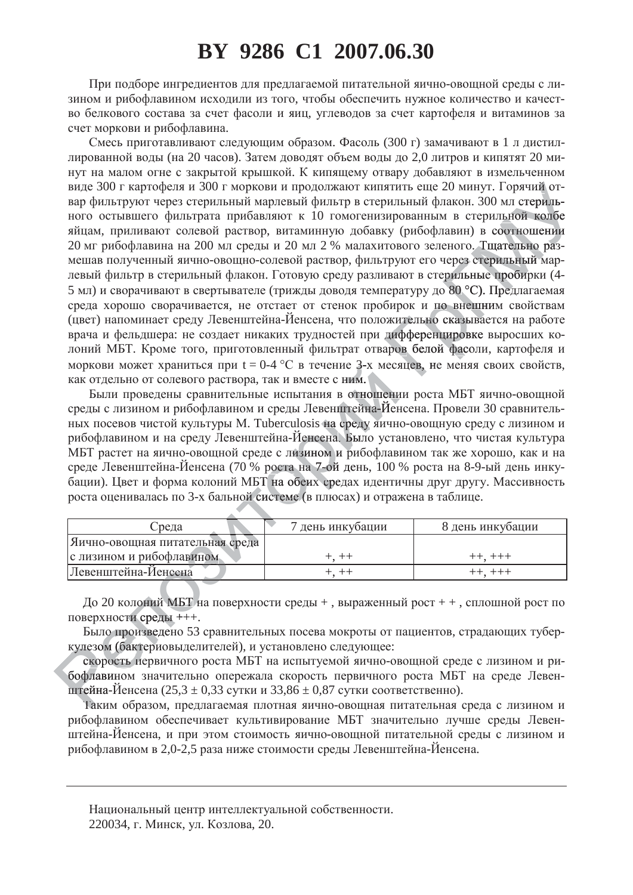При подборе ингредиентов для предлагаемой питательной яично-овощной среды с лизином и рибофлавином исходили из того, чтобы обеспечить нужное количество и качество белкового состава за счет фасоли и яиц, углеводов за счет картофеля и витаминов за счет моркови и рибофлавина.

Смесь приготавливают следующим образом. Фасоль (300 г) замачивают в 1 л дистиллированной воды (на 20 часов). Затем доводят объем воды до 2,0 литров и кипятят 20 минут на малом огне с закрытой крышкой. К кипящему отвару добавляют в измельченном виде 300 г картофеля и 300 г моркови и продолжают кипятить еще 20 минут. Горячий отвар фильтруют через стерильный марлевый фильтр в стерильный флакон. 300 мл стерильного остывшего фильтрата прибавляют к 10 гомогенизированным в стерильной колбе яйцам, приливают солевой раствор, витаминную добавку (рибофлавин) в соотношении 20 мг рибофлавина на 200 мл среды и 20 мл 2 % малахитового зеленого. Тщательно размешав полученный яично-овощно-солевой раствор, фильтруют его через стерильный марлевый фильтр в стерильный флакон. Готовую среду разливают в стерильные пробирки (4-5 мл) и сворачивают в свертывателе (трижды доводя температуру до 80 °С). Предлагаемая среда хорошо сворачивается, не отстает от стенок пробирок и по внешним свойствам (цвет) напоминает среду Левенштейна-Йенсена, что положительно сказывается на работе врача и фельдшера: не создает никаких трудностей при дифференцировке выросших колоний МБТ. Кроме того, приготовленный фильтрат отваров белой фасоли, картофеля и моркови может храниться при t = 0-4 °С в течение 3-х месяцев, не меняя своих свойств, как отдельно от солевого раствора, так и вместе с ним.

Были проведены сравнительные испытания в отношении роста МБТ яично-овощной среды с лизином и рибофлавином и среды Левенштейна-Йенсена. Провели 30 сравнительных посевов чистой культуры M. Tuberculosis на среду яично-овощную среду с лизином и рибофлавином и на среду Левенштейна-Йенсена. Было установлено, что чистая культура МБТ растет на яично-овощной среде с лизином и рибофлавином так же хорошо, как и на среде Левенштейна-Йенсена (70 % роста на 7-ой день, 100 % роста на 8-9-ый день инкубации). Цвет и форма колоний МБТ на обеих средах идентичны друг другу. Массивность роста оценивалась по 3-х бальной системе (в плюсах) и отражена в таблице.

| Среда | 7 день инкубации | 8 день инкубации |
|---|---|---|
| Яично-овощная питательная среда с лизином и рибофлавином | +, ++ | ++, +++ |
| Левенштейна-Йенсена | +, ++ | ++, +++ |

До 20 колоний МБТ на поверхности среды + , выраженный рост + + , сплошной рост по поверхности среды +++.

Было произведено 53 сравнительных посева мокроты от пациентов, страдающих туберкулезом (бактериовыделителей), и установлено следующее:

скорость первичного роста МБТ на испытуемой яично-овощной среде с лизином и рибофлавином значительно опережала скорость первичного роста МБТ на среде Левенштейна-Йенсена (25,3 ± 0,33 сутки и 33,86 ± 0,87 сутки соответственно).

Таким образом, предлагаемая плотная яично-овощная питательная среда с лизином и рибофлавином обеспечивает культивирование МБТ значительно лучше среды Левенштейна-Йенсена, и при этом стоимость яично-овощной питательной среды с лизином и рибофлавином в 2,0-2,5 раза ниже стоимости среды Левенштейна-Йенсена.

---

Национальный центр интеллектуальной собственности.
220034, г. Минск, ул. Козлова, 20.